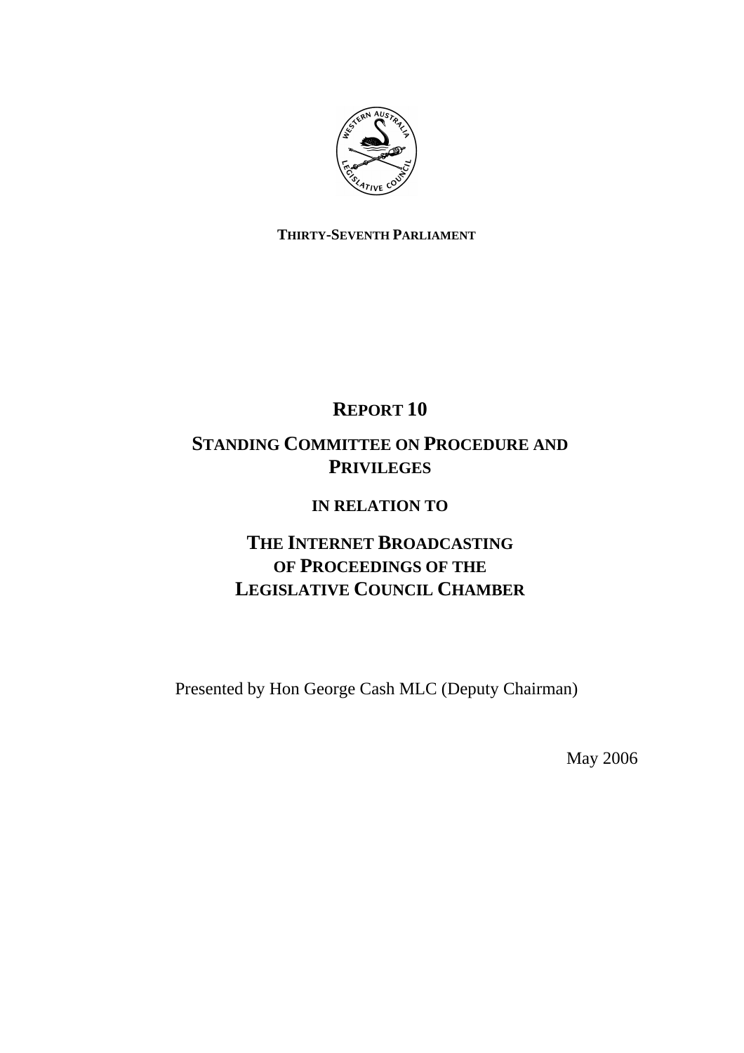**THIRTY-SEVENTH PARLIAMENT**

# REPORT 10

## STANDING COMMITTEE ON PROCEDURE AND PRIVILEGES

### IN RELATION TO

## THE INTERNET BROADCASTING OF PROCEEDINGS OF THE LEGISLATIVE COUNCIL CHAMBER

Presented by Hon George Cash MLC (Deputy Chairman)

May 2006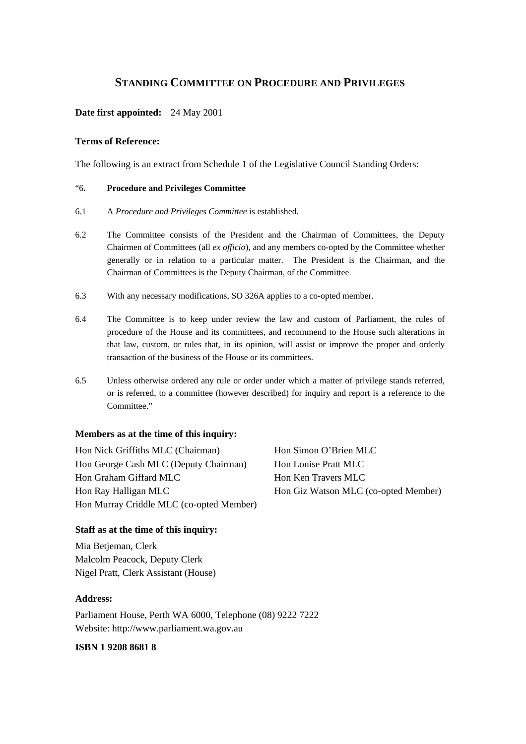## STANDING COMMITTEE ON PROCEDURE AND PRIVILEGES

**Date first appointed:** 24 May 2001

**Terms of Reference:**

The following is an extract from Schedule 1 of the Legislative Council Standing Orders:

"6. **Procedure and Privileges Committee**

6.1 A *Procedure and Privileges Committee* is established.

6.2 The Committee consists of the President and the Chairman of Committees, the Deputy Chairmen of Committees (all *ex officio*), and any members co-opted by the Committee whether generally or in relation to a particular matter. The President is the Chairman, and the Chairman of Committees is the Deputy Chairman, of the Committee.

6.3 With any necessary modifications, SO 326A applies to a co-opted member.

6.4 The Committee is to keep under review the law and custom of Parliament, the rules of procedure of the House and its committees, and recommend to the House such alterations in that law, custom, or rules that, in its opinion, will assist or improve the proper and orderly transaction of the business of the House or its committees.

6.5 Unless otherwise ordered any rule or order under which a matter of privilege stands referred, or is referred, to a committee (however described) for inquiry and report is a reference to the Committee."

**Members as at the time of this inquiry:**

Hon Nick Griffiths MLC (Chairman)
Hon George Cash MLC (Deputy Chairman)
Hon Graham Giffard MLC
Hon Ray Halligan MLC
Hon Murray Criddle MLC (co-opted Member)
Hon Simon O'Brien MLC
Hon Louise Pratt MLC
Hon Ken Travers MLC
Hon Giz Watson MLC (co-opted Member)

**Staff as at the time of this inquiry:**

Mia Betjeman, Clerk
Malcolm Peacock, Deputy Clerk
Nigel Pratt, Clerk Assistant (House)

**Address:**

Parliament House, Perth WA 6000, Telephone (08) 9222 7222
Website: http://www.parliament.wa.gov.au

**ISBN 1 9208 8681 8**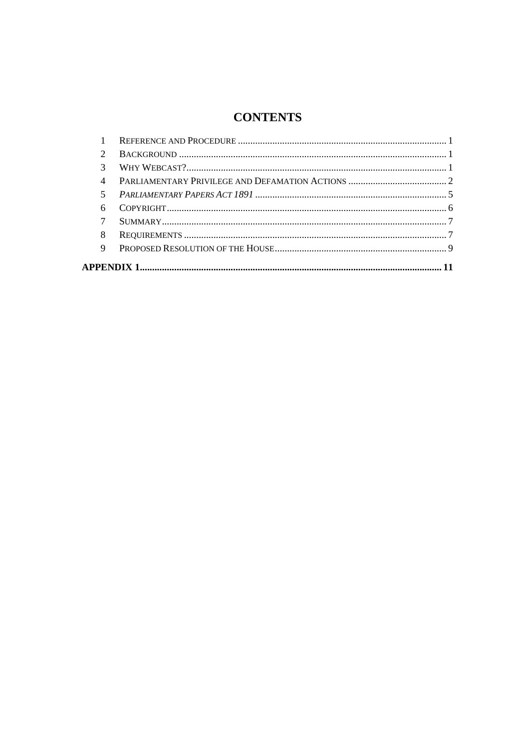# CONTENTS

1 REFERENCE AND PROCEDURE .................................................................................... 1
2 BACKGROUND ........................................................................................................... 1
3 WHY WEBCAST? ........................................................................................................ 1
4 PARLIAMENTARY PRIVILEGE AND DEFAMATION ACTIONS ........................................ 2
5 *PARLIAMENTARY PAPERS ACT 1891* ............................................................................ 5
6 COPYRIGHT ................................................................................................................ 6
7 SUMMARY ................................................................................................................... 7
8 REQUIREMENTS .......................................................................................................... 7
9 PROPOSED RESOLUTION OF THE HOUSE ...................................................................... 9

**APPENDIX 1 .......................................................................................................................... 11**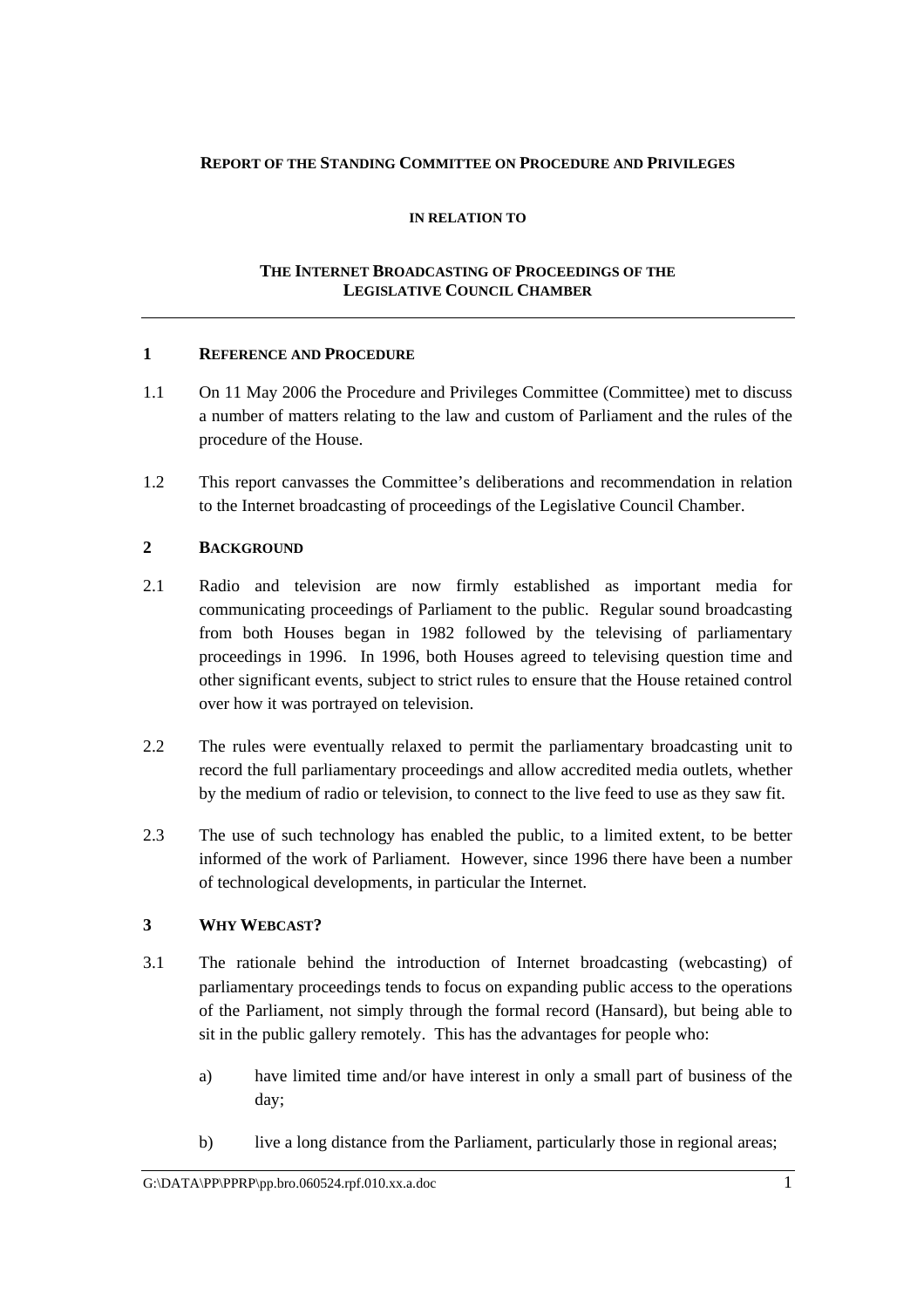**REPORT OF THE STANDING COMMITTEE ON PROCEDURE AND PRIVILEGES**

**IN RELATION TO**

**THE INTERNET BROADCASTING OF PROCEEDINGS OF THE LEGISLATIVE COUNCIL CHAMBER**

---

## 1 REFERENCE AND PROCEDURE

1.1 On 11 May 2006 the Procedure and Privileges Committee (Committee) met to discuss a number of matters relating to the law and custom of Parliament and the rules of the procedure of the House.

1.2 This report canvasses the Committee's deliberations and recommendation in relation to the Internet broadcasting of proceedings of the Legislative Council Chamber.

## 2 BACKGROUND

2.1 Radio and television are now firmly established as important media for communicating proceedings of Parliament to the public. Regular sound broadcasting from both Houses began in 1982 followed by the televising of parliamentary proceedings in 1996. In 1996, both Houses agreed to televising question time and other significant events, subject to strict rules to ensure that the House retained control over how it was portrayed on television.

2.2 The rules were eventually relaxed to permit the parliamentary broadcasting unit to record the full parliamentary proceedings and allow accredited media outlets, whether by the medium of radio or television, to connect to the live feed to use as they saw fit.

2.3 The use of such technology has enabled the public, to a limited extent, to be better informed of the work of Parliament. However, since 1996 there have been a number of technological developments, in particular the Internet.

## 3 WHY WEBCAST?

3.1 The rationale behind the introduction of Internet broadcasting (webcasting) of parliamentary proceedings tends to focus on expanding public access to the operations of the Parliament, not simply through the formal record (Hansard), but being able to sit in the public gallery remotely. This has the advantages for people who:

a) have limited time and/or have interest in only a small part of business of the day;

b) live a long distance from the Parliament, particularly those in regional areas;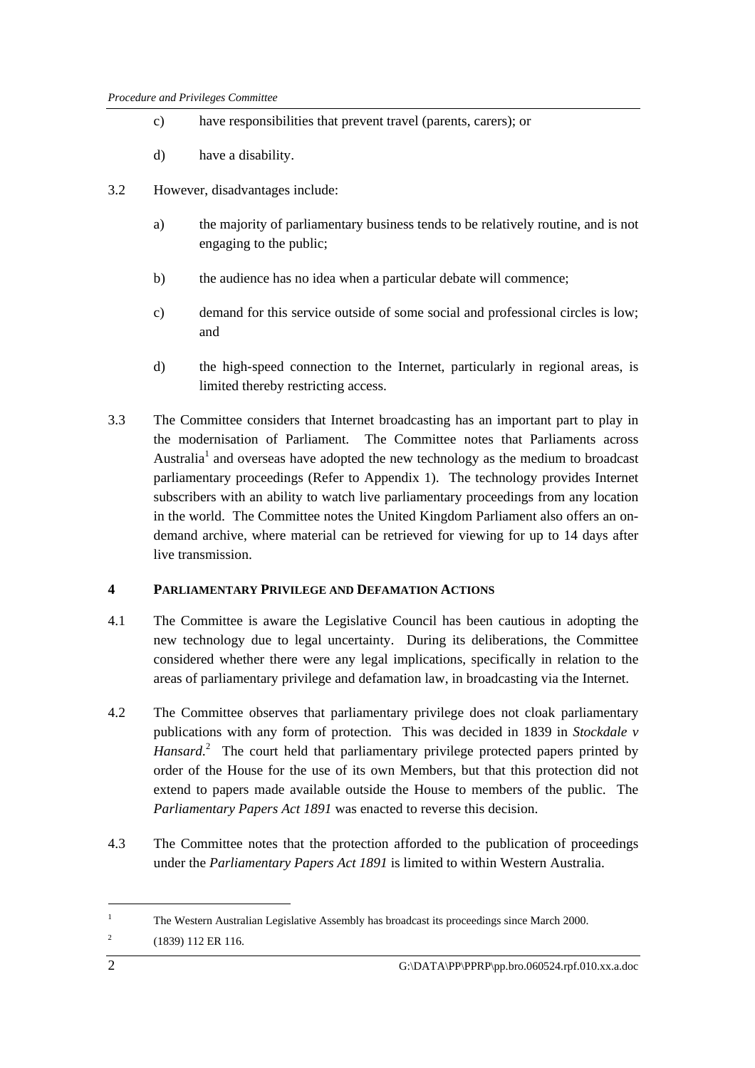c) have responsibilities that prevent travel (parents, carers); or

d) have a disability.

3.2 However, disadvantages include:

a) the majority of parliamentary business tends to be relatively routine, and is not engaging to the public;

b) the audience has no idea when a particular debate will commence;

c) demand for this service outside of some social and professional circles is low; and

d) the high-speed connection to the Internet, particularly in regional areas, is limited thereby restricting access.

3.3 The Committee considers that Internet broadcasting has an important part to play in the modernisation of Parliament. The Committee notes that Parliaments across Australia[1] and overseas have adopted the new technology as the medium to broadcast parliamentary proceedings (Refer to Appendix 1). The technology provides Internet subscribers with an ability to watch live parliamentary proceedings from any location in the world. The Committee notes the United Kingdom Parliament also offers an on-demand archive, where material can be retrieved for viewing for up to 14 days after live transmission.

## 4 PARLIAMENTARY PRIVILEGE AND DEFAMATION ACTIONS

4.1 The Committee is aware the Legislative Council has been cautious in adopting the new technology due to legal uncertainty. During its deliberations, the Committee considered whether there were any legal implications, specifically in relation to the areas of parliamentary privilege and defamation law, in broadcasting via the Internet.

4.2 The Committee observes that parliamentary privilege does not cloak parliamentary publications with any form of protection. This was decided in 1839 in *Stockdale v Hansard*.[2] The court held that parliamentary privilege protected papers printed by order of the House for the use of its own Members, but that this protection did not extend to papers made available outside the House to members of the public. The *Parliamentary Papers Act 1891* was enacted to reverse this decision.

4.3 The Committee notes that the protection afforded to the publication of proceedings under the *Parliamentary Papers Act 1891* is limited to within Western Australia.

---

[1] The Western Australian Legislative Assembly has broadcast its proceedings since March 2000.

[2] (1839) 112 ER 116.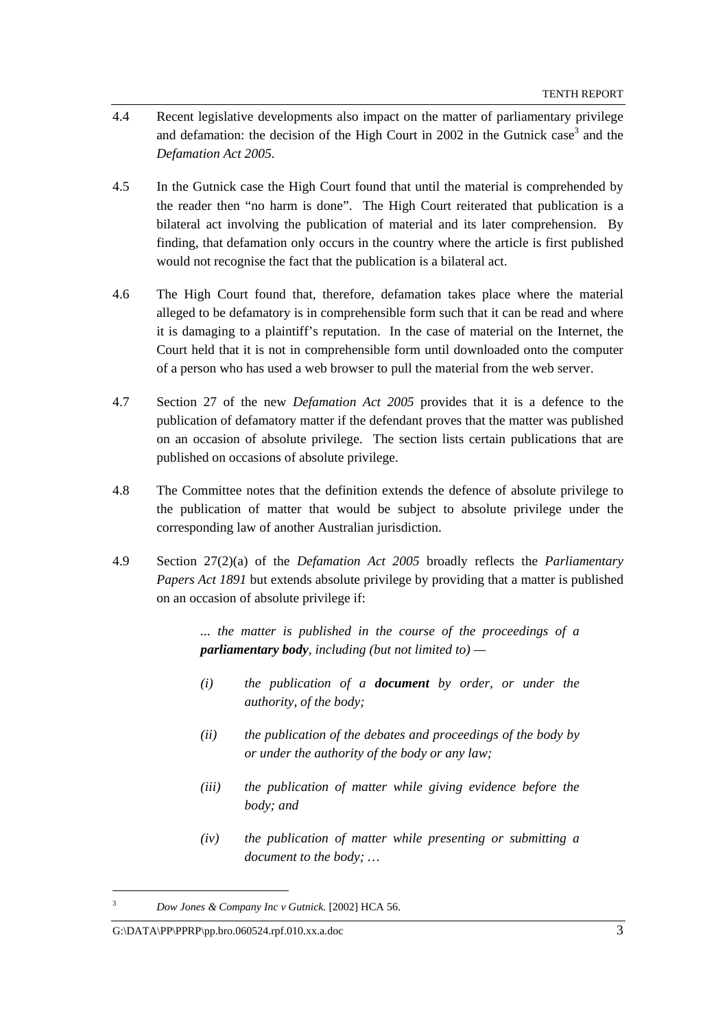4.4 Recent legislative developments also impact on the matter of parliamentary privilege and defamation: the decision of the High Court in 2002 in the Gutnick case[3] and the *Defamation Act 2005*.

4.5 In the Gutnick case the High Court found that until the material is comprehended by the reader then "no harm is done". The High Court reiterated that publication is a bilateral act involving the publication of material and its later comprehension. By finding, that defamation only occurs in the country where the article is first published would not recognise the fact that the publication is a bilateral act.

4.6 The High Court found that, therefore, defamation takes place where the material alleged to be defamatory is in comprehensible form such that it can be read and where it is damaging to a plaintiff's reputation. In the case of material on the Internet, the Court held that it is not in comprehensible form until downloaded onto the computer of a person who has used a web browser to pull the material from the web server.

4.7 Section 27 of the new *Defamation Act 2005* provides that it is a defence to the publication of defamatory matter if the defendant proves that the matter was published on an occasion of absolute privilege. The section lists certain publications that are published on occasions of absolute privilege.

4.8 The Committee notes that the definition extends the defence of absolute privilege to the publication of matter that would be subject to absolute privilege under the corresponding law of another Australian jurisdiction.

4.9 Section 27(2)(a) of the *Defamation Act 2005* broadly reflects the *Parliamentary Papers Act 1891* but extends absolute privilege by providing that a matter is published on an occasion of absolute privilege if:

> *... the matter is published in the course of the proceedings of a **parliamentary body**, including (but not limited to) —*
>
> *(i) the publication of a **document** by order, or under the authority, of the body;*
>
> *(ii) the publication of the debates and proceedings of the body by or under the authority of the body or any law;*
>
> *(iii) the publication of matter while giving evidence before the body; and*
>
> *(iv) the publication of matter while presenting or submitting a document to the body; …*

---

[3] *Dow Jones & Company Inc v Gutnick.* [2002] HCA 56.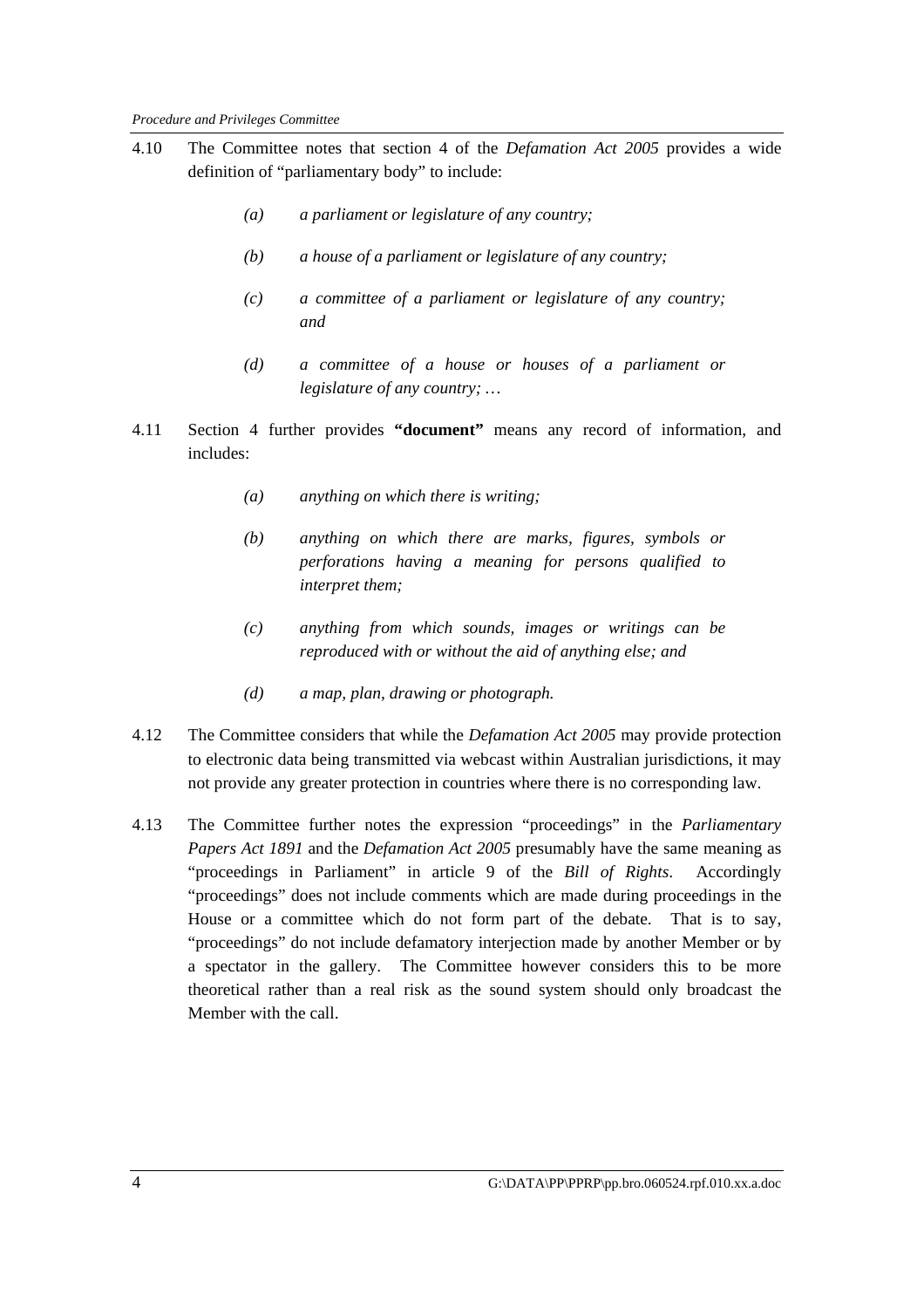4.10 The Committee notes that section 4 of the *Defamation Act 2005* provides a wide definition of "parliamentary body" to include:

> *(a) a parliament or legislature of any country;*
>
> *(b) a house of a parliament or legislature of any country;*
>
> *(c) a committee of a parliament or legislature of any country; and*
>
> *(d) a committee of a house or houses of a parliament or legislature of any country; …*

4.11 Section 4 further provides **"document"** means any record of information, and includes:

> *(a) anything on which there is writing;*
>
> *(b) anything on which there are marks, figures, symbols or perforations having a meaning for persons qualified to interpret them;*
>
> *(c) anything from which sounds, images or writings can be reproduced with or without the aid of anything else; and*
>
> *(d) a map, plan, drawing or photograph.*

4.12 The Committee considers that while the *Defamation Act 2005* may provide protection to electronic data being transmitted via webcast within Australian jurisdictions, it may not provide any greater protection in countries where there is no corresponding law.

4.13 The Committee further notes the expression "proceedings" in the *Parliamentary Papers Act 1891* and the *Defamation Act 2005* presumably have the same meaning as "proceedings in Parliament" in article 9 of the *Bill of Rights*. Accordingly "proceedings" does not include comments which are made during proceedings in the House or a committee which do not form part of the debate. That is to say, "proceedings" do not include defamatory interjection made by another Member or by a spectator in the gallery. The Committee however considers this to be more theoretical rather than a real risk as the sound system should only broadcast the Member with the call.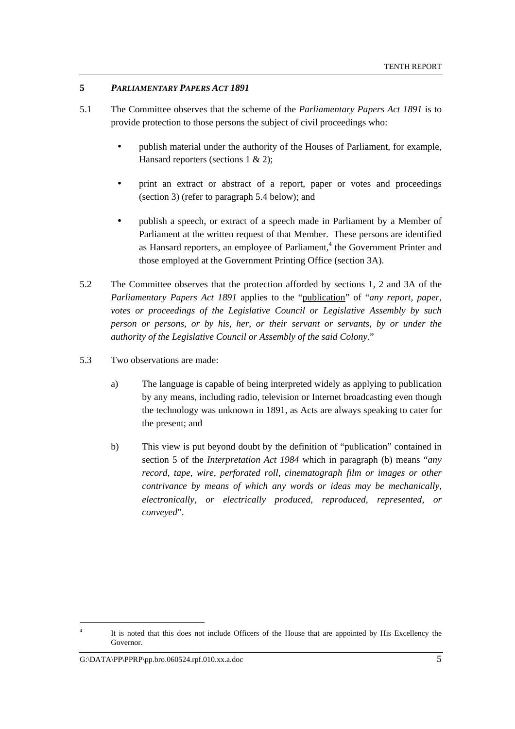## 5 *PARLIAMENTARY PAPERS ACT 1891*

5.1 The Committee observes that the scheme of the *Parliamentary Papers Act 1891* is to provide protection to those persons the subject of civil proceedings who:

- publish material under the authority of the Houses of Parliament, for example, Hansard reporters (sections 1 & 2);
- print an extract or abstract of a report, paper or votes and proceedings (section 3) (refer to paragraph 5.4 below); and
- publish a speech, or extract of a speech made in Parliament by a Member of Parliament at the written request of that Member. These persons are identified as Hansard reporters, an employee of Parliament,[4] the Government Printer and those employed at the Government Printing Office (section 3A).

5.2 The Committee observes that the protection afforded by sections 1, 2 and 3A of the *Parliamentary Papers Act 1891* applies to the "publication" of "*any report, paper, votes or proceedings of the Legislative Council or Legislative Assembly by such person or persons, or by his, her, or their servant or servants, by or under the authority of the Legislative Council or Assembly of the said Colony*."

5.3 Two observations are made:

a) The language is capable of being interpreted widely as applying to publication by any means, including radio, television or Internet broadcasting even though the technology was unknown in 1891, as Acts are always speaking to cater for the present; and

b) This view is put beyond doubt by the definition of "publication" contained in section 5 of the *Interpretation Act 1984* which in paragraph (b) means "*any record, tape, wire, perforated roll, cinematograph film or images or other contrivance by means of which any words or ideas may be mechanically, electronically, or electrically produced, reproduced, represented, or conveyed*".

---

[4] It is noted that this does not include Officers of the House that are appointed by His Excellency the Governor.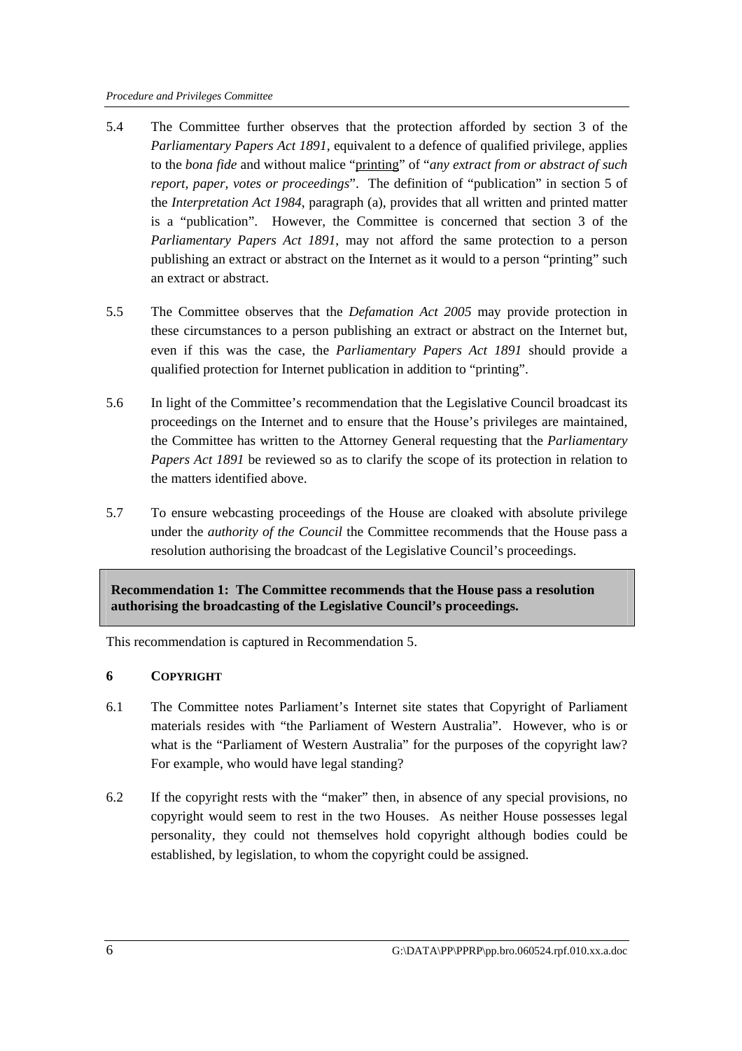5.4 The Committee further observes that the protection afforded by section 3 of the *Parliamentary Papers Act 1891*, equivalent to a defence of qualified privilege, applies to the *bona fide* and without malice "<u>printing</u>" of "*any extract from or abstract of such report, paper, votes or proceedings*". The definition of "publication" in section 5 of the *Interpretation Act 1984*, paragraph (a), provides that all written and printed matter is a "publication". However, the Committee is concerned that section 3 of the *Parliamentary Papers Act 1891*, may not afford the same protection to a person publishing an extract or abstract on the Internet as it would to a person "printing" such an extract or abstract.

5.5 The Committee observes that the *Defamation Act 2005* may provide protection in these circumstances to a person publishing an extract or abstract on the Internet but, even if this was the case, the *Parliamentary Papers Act 1891* should provide a qualified protection for Internet publication in addition to "printing".

5.6 In light of the Committee's recommendation that the Legislative Council broadcast its proceedings on the Internet and to ensure that the House's privileges are maintained, the Committee has written to the Attorney General requesting that the *Parliamentary Papers Act 1891* be reviewed so as to clarify the scope of its protection in relation to the matters identified above.

5.7 To ensure webcasting proceedings of the House are cloaked with absolute privilege under the *authority of the Council* the Committee recommends that the House pass a resolution authorising the broadcast of the Legislative Council's proceedings.

**Recommendation 1: The Committee recommends that the House pass a resolution authorising the broadcasting of the Legislative Council's proceedings.**

This recommendation is captured in Recommendation 5.

## 6 COPYRIGHT

6.1 The Committee notes Parliament's Internet site states that Copyright of Parliament materials resides with "the Parliament of Western Australia". However, who is or what is the "Parliament of Western Australia" for the purposes of the copyright law? For example, who would have legal standing?

6.2 If the copyright rests with the "maker" then, in absence of any special provisions, no copyright would seem to rest in the two Houses. As neither House possesses legal personality, they could not themselves hold copyright although bodies could be established, by legislation, to whom the copyright could be assigned.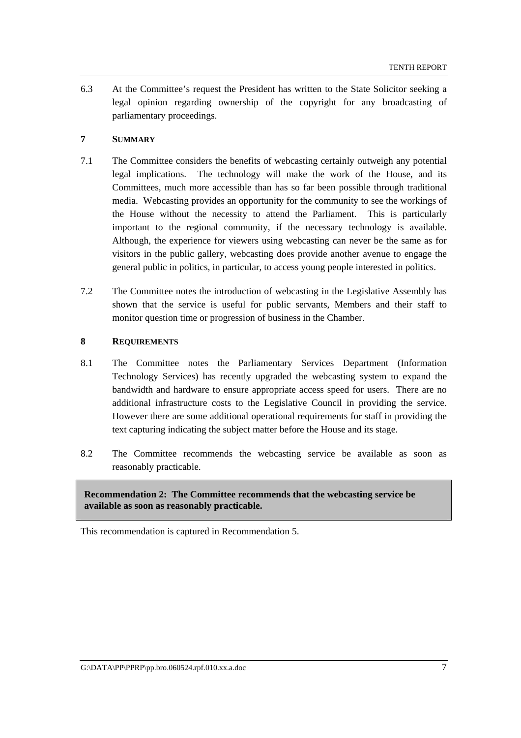6.3 At the Committee's request the President has written to the State Solicitor seeking a legal opinion regarding ownership of the copyright for any broadcasting of parliamentary proceedings.

## 7 SUMMARY

7.1 The Committee considers the benefits of webcasting certainly outweigh any potential legal implications. The technology will make the work of the House, and its Committees, much more accessible than has so far been possible through traditional media. Webcasting provides an opportunity for the community to see the workings of the House without the necessity to attend the Parliament. This is particularly important to the regional community, if the necessary technology is available. Although, the experience for viewers using webcasting can never be the same as for visitors in the public gallery, webcasting does provide another avenue to engage the general public in politics, in particular, to access young people interested in politics.

7.2 The Committee notes the introduction of webcasting in the Legislative Assembly has shown that the service is useful for public servants, Members and their staff to monitor question time or progression of business in the Chamber.

## 8 REQUIREMENTS

8.1 The Committee notes the Parliamentary Services Department (Information Technology Services) has recently upgraded the webcasting system to expand the bandwidth and hardware to ensure appropriate access speed for users. There are no additional infrastructure costs to the Legislative Council in providing the service. However there are some additional operational requirements for staff in providing the text capturing indicating the subject matter before the House and its stage.

8.2 The Committee recommends the webcasting service be available as soon as reasonably practicable.

**Recommendation 2: The Committee recommends that the webcasting service be available as soon as reasonably practicable.**

This recommendation is captured in Recommendation 5.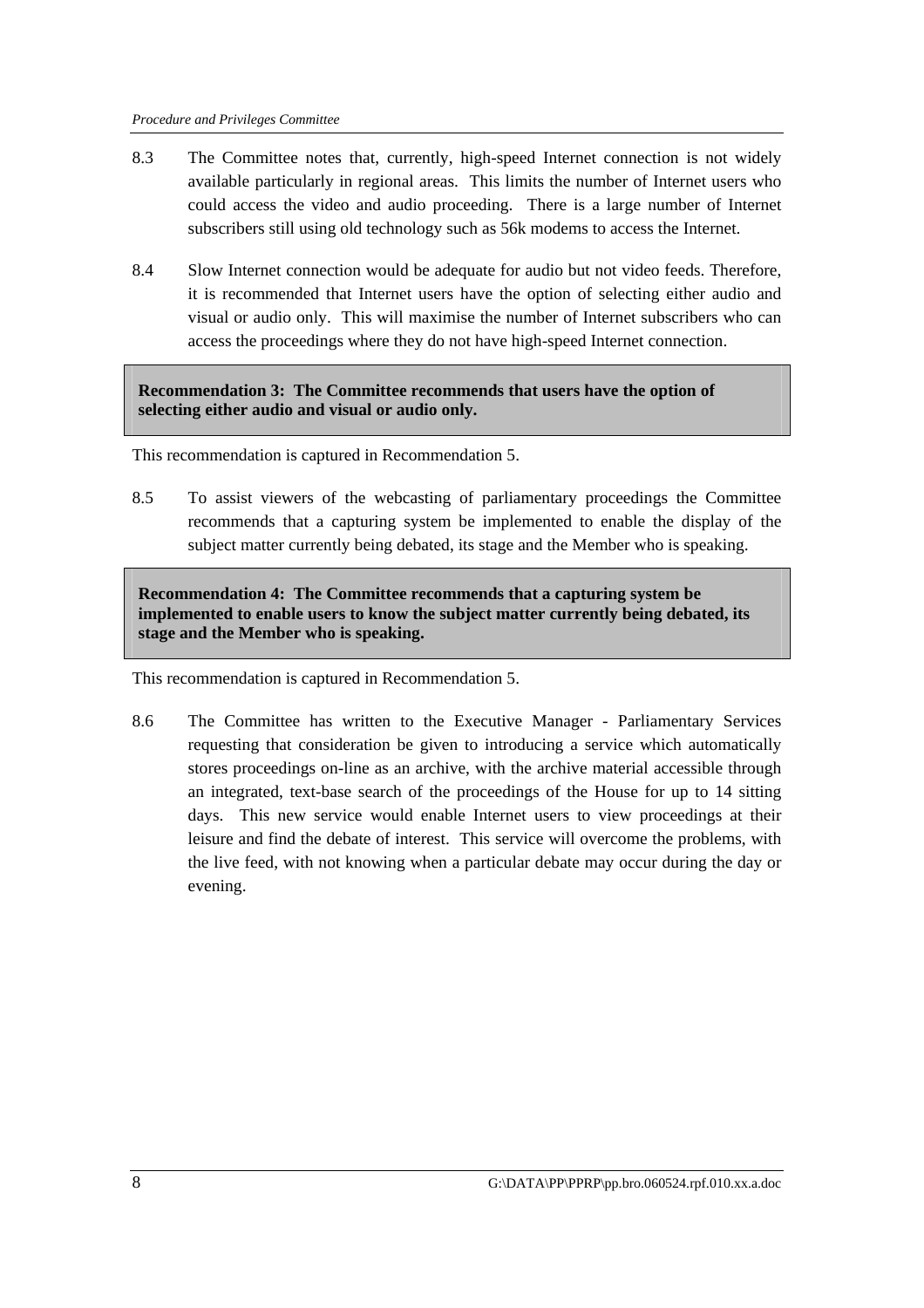8.3 The Committee notes that, currently, high-speed Internet connection is not widely available particularly in regional areas. This limits the number of Internet users who could access the video and audio proceeding. There is a large number of Internet subscribers still using old technology such as 56k modems to access the Internet.

8.4 Slow Internet connection would be adequate for audio but not video feeds. Therefore, it is recommended that Internet users have the option of selecting either audio and visual or audio only. This will maximise the number of Internet subscribers who can access the proceedings where they do not have high-speed Internet connection.

**Recommendation 3: The Committee recommends that users have the option of selecting either audio and visual or audio only.**

This recommendation is captured in Recommendation 5.

8.5 To assist viewers of the webcasting of parliamentary proceedings the Committee recommends that a capturing system be implemented to enable the display of the subject matter currently being debated, its stage and the Member who is speaking.

**Recommendation 4: The Committee recommends that a capturing system be implemented to enable users to know the subject matter currently being debated, its stage and the Member who is speaking.**

This recommendation is captured in Recommendation 5.

8.6 The Committee has written to the Executive Manager - Parliamentary Services requesting that consideration be given to introducing a service which automatically stores proceedings on-line as an archive, with the archive material accessible through an integrated, text-base search of the proceedings of the House for up to 14 sitting days. This new service would enable Internet users to view proceedings at their leisure and find the debate of interest. This service will overcome the problems, with the live feed, with not knowing when a particular debate may occur during the day or evening.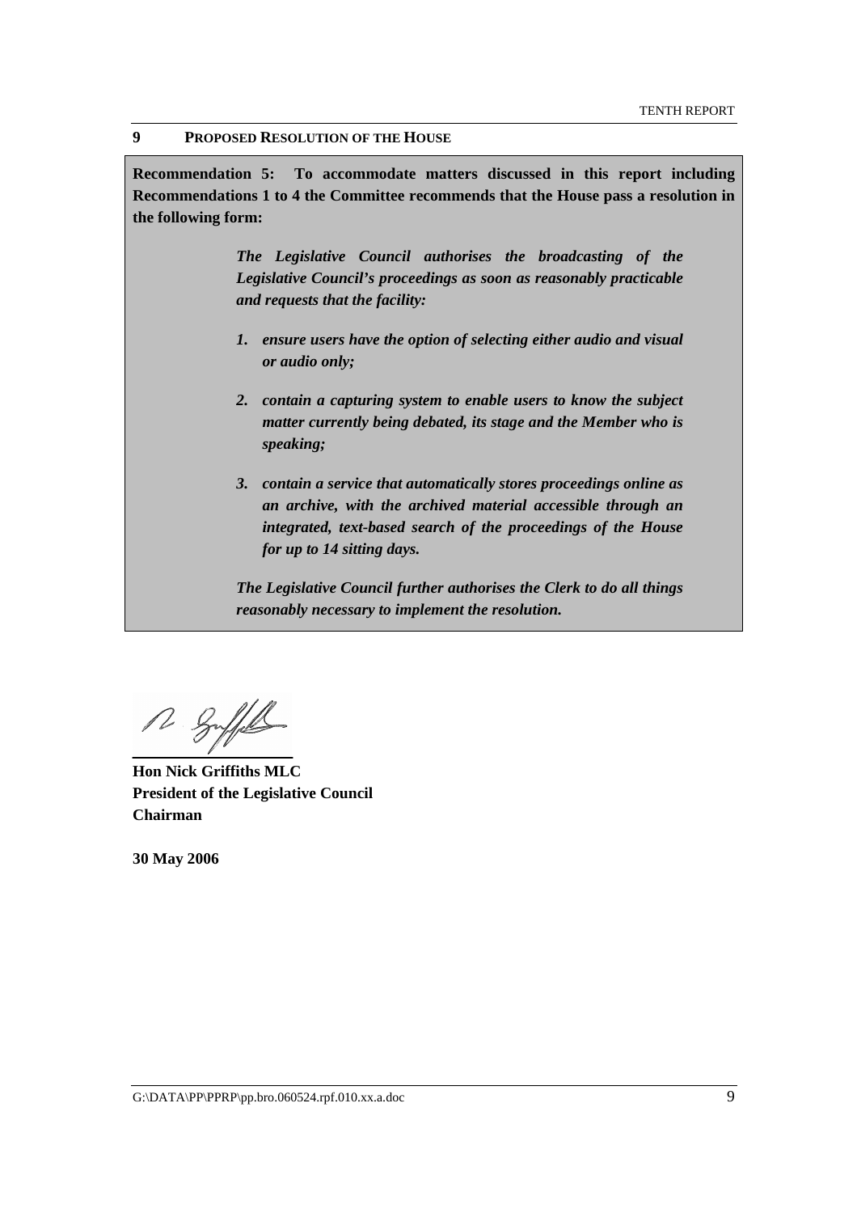## 9 PROPOSED RESOLUTION OF THE HOUSE

**Recommendation 5: To accommodate matters discussed in this report including Recommendations 1 to 4 the Committee recommends that the House pass a resolution in the following form:**

> ***The Legislative Council authorises the broadcasting of the Legislative Council's proceedings as soon as reasonably practicable and requests that the facility:***
>
> 1. ***ensure users have the option of selecting either audio and visual or audio only;***
> 2. ***contain a capturing system to enable users to know the subject matter currently being debated, its stage and the Member who is speaking;***
> 3. ***contain a service that automatically stores proceedings online as an archive, with the archived material accessible through an integrated, text-based search of the proceedings of the House for up to 14 sitting days.***
>
> ***The Legislative Council further authorises the Clerk to do all things reasonably necessary to implement the resolution.***

**Hon Nick Griffiths MLC**
**President of the Legislative Council**
**Chairman**

**30 May 2006**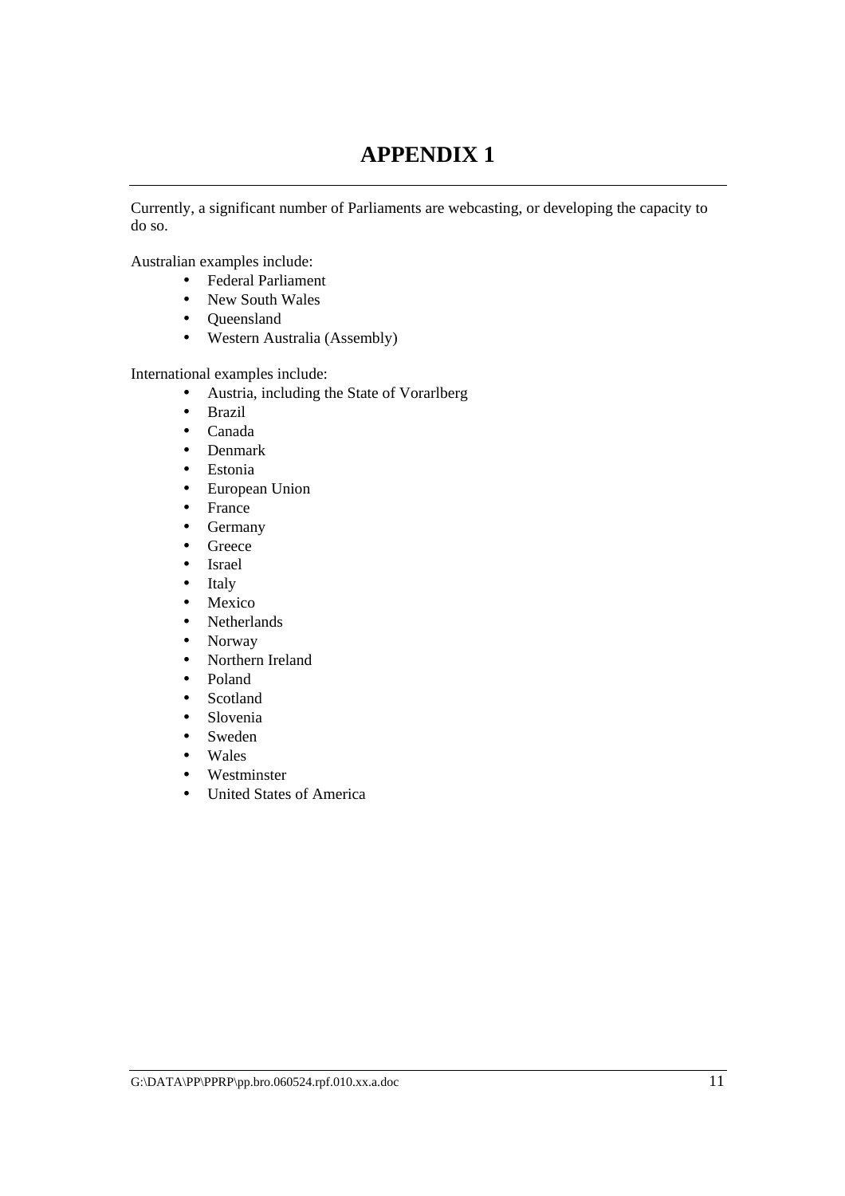# APPENDIX 1

Currently, a significant number of Parliaments are webcasting, or developing the capacity to do so.

Australian examples include:

- Federal Parliament
- New South Wales
- Queensland
- Western Australia (Assembly)

International examples include:

- Austria, including the State of Vorarlberg
- Brazil
- Canada
- Denmark
- Estonia
- European Union
- France
- Germany
- Greece
- Israel
- Italy
- Mexico
- Netherlands
- Norway
- Northern Ireland
- Poland
- Scotland
- Slovenia
- Sweden
- Wales
- Westminster
- United States of America

G:\DATA\PP\PPRP\pp.bro.060524.rpf.010.xx.a.doc